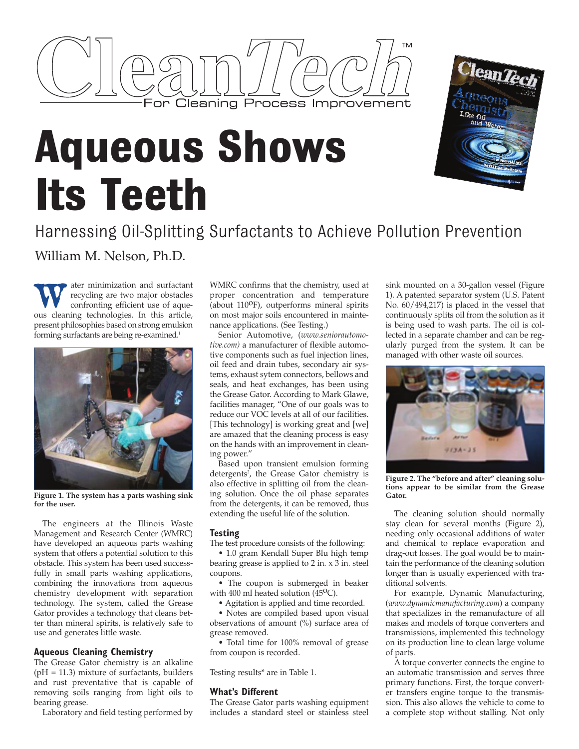# CleanTech™

For Cleaning Process Improvement

# Aqueous Shows Its Teeth

## Harnessing Oil-Splitting Surfactants to Achieve Pollution Prevention

William M. Nelson, Ph.D.

Water minimization and surfactant recycling are two major obstacles confronting efficient use of aqueous cleaning technologies. In this article, present philosophies based on strong emulsion forming surfactants are being re-examined.[1]

**Figure 1. The system has a parts washing sink for the user.**

The engineers at the Illinois Waste Management and Research Center (WMRC) have developed an aqueous parts washing system that offers a potential solution to this obstacle. This system has been used successfully in small parts washing applications, combining the innovations from aqueous chemistry development with separation technology. The system, called the Grease Gator provides a technology that cleans better than mineral spirits, is relatively safe to use and generates little waste.

### Aqueous Cleaning Chemistry

The Grease Gator chemistry is an alkaline (pH = 11.3) mixture of surfactants, builders and rust preventative that is capable of removing soils ranging from light oils to bearing grease.

Laboratory and field testing performed by WMRC confirms that the chemistry, used at proper concentration and temperature (about 110°F), outperforms mineral spirits on most major soils encountered in maintenance applications. (See Testing.)

Senior Automotive, (*www.seniorautomotive.com)* a manufacturer of flexible automotive components such as fuel injection lines, oil feed and drain tubes, secondary air systems, exhaust sytem connectors, bellows and seals, and heat exchanges, has been using the Grease Gator. According to Mark Glawe, facilities manager, "One of our goals was to reduce our VOC levels at all of our facilities. [This technology] is working great and [we] are amazed that the cleaning process is easy on the hands with an improvement in cleaning power."

Based upon transient emulsion forming detergents[2], the Grease Gator chemistry is also effective in splitting oil from the cleaning solution. Once the oil phase separates from the detergents, it can be removed, thus extending the useful life of the solution.

### Testing

The test procedure consists of the following:

- 1.0 gram Kendall Super Blu high temp bearing grease is applied to 2 in. x 3 in. steel coupons.
- The coupon is submerged in beaker with 400 ml heated solution (45°C).
- Agitation is applied and time recorded.
- Notes are compiled based upon visual observations of amount (%) surface area of grease removed.
- Total time for 100% removal of grease from coupon is recorded.

Testing results* are in Table 1.

### What's Different

The Grease Gator parts washing equipment includes a standard steel or stainless steel sink mounted on a 30-gallon vessel (Figure 1). A patented separator system (U.S. Patent No. 60/494,217) is placed in the vessel that continuously splits oil from the solution as it is being used to wash parts. The oil is collected in a separate chamber and can be regularly purged from the system. It can be managed with other waste oil sources.

**Figure 2. The "before and after" cleaning solutions appear to be similar from the Grease Gator.**

The cleaning solution should normally stay clean for several months (Figure 2), needing only occasional additions of water and chemical to replace evaporation and drag-out losses. The goal would be to maintain the performance of the cleaning solution longer than is usually experienced with traditional solvents.

For example, Dynamic Manufacturing, (*www.dynamicmanufacturing.com*) a company that specializes in the remanufacture of all makes and models of torque converters and transmissions, implemented this technology on its production line to clean large volume of parts.

A torque converter connects the engine to an automatic transmission and serves three primary functions. First, the torque converter transfers engine torque to the transmission. This also allows the vehicle to come to a complete stop without stalling. Not only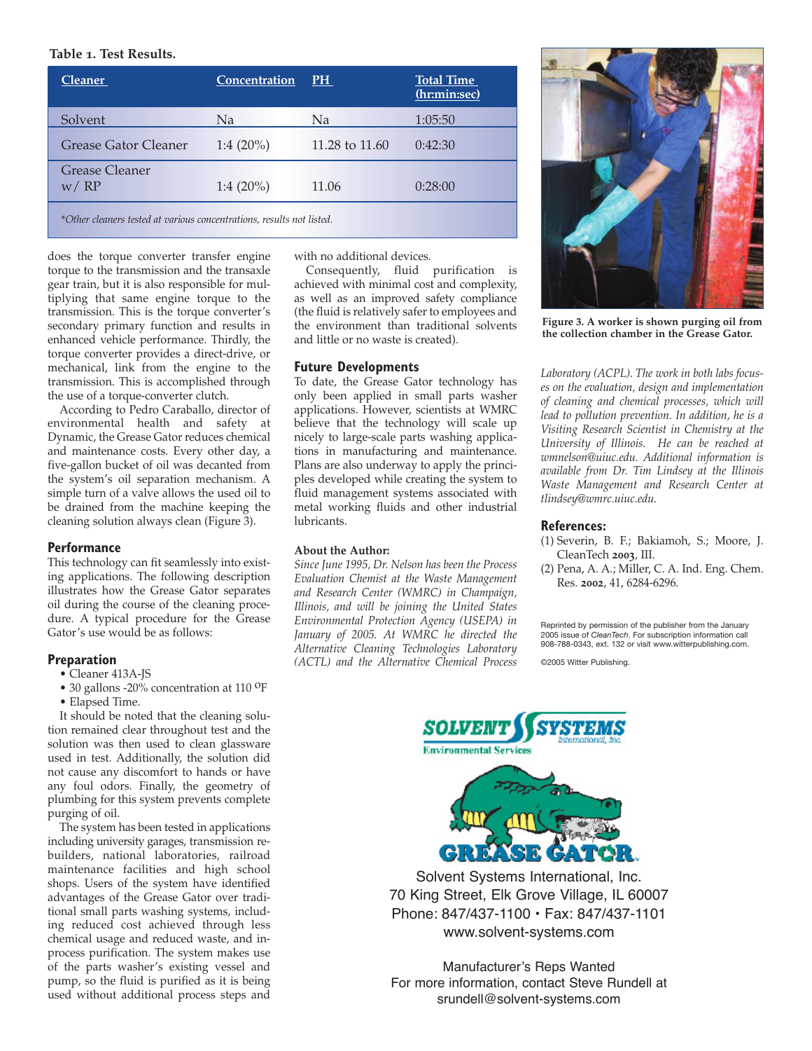**Table 1. Test Results.**

| Cleaner | Concentration | PH | Total Time (hr:min:sec) |
|---|---|---|---|
| Solvent | Na | Na | 1:05:50 |
| Grease Gator Cleaner | 1:4 (20%) | 11.28 to 11.60 | 0:42:30 |
| Grease Cleaner w/ RP | 1:4 (20%) | 11.06 | 0:28:00 |

*\*Other cleaners tested at various concentrations, results not listed.*

does the torque converter transfer engine torque to the transmission and the transaxle gear train, but it is also responsible for multiplying that same engine torque to the transmission. This is the torque converter's secondary primary function and results in enhanced vehicle performance. Thirdly, the torque converter provides a direct-drive, or mechanical, link from the engine to the transmission. This is accomplished through the use of a torque-converter clutch.

According to Pedro Caraballo, director of environmental health and safety at Dynamic, the Grease Gator reduces chemical and maintenance costs. Every other day, a five-gallon bucket of oil was decanted from the system's oil separation mechanism. A simple turn of a valve allows the used oil to be drained from the machine keeping the cleaning solution always clean (Figure 3).

## Performance

This technology can fit seamlessly into existing applications. The following description illustrates how the Grease Gator separates oil during the course of the cleaning procedure. A typical procedure for the Grease Gator's use would be as follows:

## Preparation

- Cleaner 413A-JS
- 30 gallons -20% concentration at 110 °F
- Elapsed Time.

It should be noted that the cleaning solution remained clear throughout test and the solution was then used to clean glassware used in test. Additionally, the solution did not cause any discomfort to hands or have any foul odors. Finally, the geometry of plumbing for this system prevents complete purging of oil.

The system has been tested in applications including university garages, transmission rebuilders, national laboratories, railroad maintenance facilities and high school shops. Users of the system have identified advantages of the Grease Gator over traditional small parts washing systems, including reduced cost achieved through less chemical usage and reduced waste, and in-process purification. The system makes use of the parts washer's existing vessel and pump, so the fluid is purified as it is being used without additional process steps and with no additional devices.

Consequently, fluid purification is achieved with minimal cost and complexity, as well as an improved safety compliance (the fluid is relatively safer to employees and the environment than traditional solvents and little or no waste is created).

## Future Developments

To date, the Grease Gator technology has only been applied in small parts washer applications. However, scientists at WMRC believe that the technology will scale up nicely to large-scale parts washing applications in manufacturing and maintenance. Plans are also underway to apply the principles developed while creating the system to fluid management systems associated with metal working fluids and other industrial lubricants.

**Figure 3. A worker is shown purging oil from the collection chamber in the Grease Gator.**

### About the Author:

*Since June 1995, Dr. Nelson has been the Process Evaluation Chemist at the Waste Management and Research Center (WMRC) in Champaign, Illinois, and will be joining the United States Environmental Protection Agency (USEPA) in January of 2005. At WMRC he directed the Alternative Cleaning Technologies Laboratory (ACTL) and the Alternative Chemical Process Laboratory (ACPL). The work in both labs focuses on the evaluation, design and implementation of cleaning and chemical processes, which will lead to pollution prevention. In addition, he is a Visiting Research Scientist in Chemistry at the University of Illinois. He can be reached at wmnelson@uiuc.edu. Additional information is available from Dr. Tim Lindsey at the Illinois Waste Management and Research Center at tlindsey@wmrc.uiuc.edu.*

## References:

(1) Severin, B. F.; Bakiamoh, S.; Moore, J. CleanTech **2003**, III.

(2) Pena, A. A.; Miller, C. A. Ind. Eng. Chem. Res. **2002**, 41, 6284-6296.

Reprinted by permission of the publisher from the January 2005 issue of *CleanTech*. For subscription information call 908-788-0343, ext. 132 or visit www.witterpublishing.com.

©2005 Witter Publishing.

SOLVENT SYSTEMS International, Inc.
Environmental Services

GREASE GATOR

Solvent Systems International, Inc.
70 King Street, Elk Grove Village, IL 60007
Phone: 847/437-1100 • Fax: 847/437-1101
www.solvent-systems.com

Manufacturer's Reps Wanted
For more information, contact Steve Rundell at
srundell@solvent-systems.com